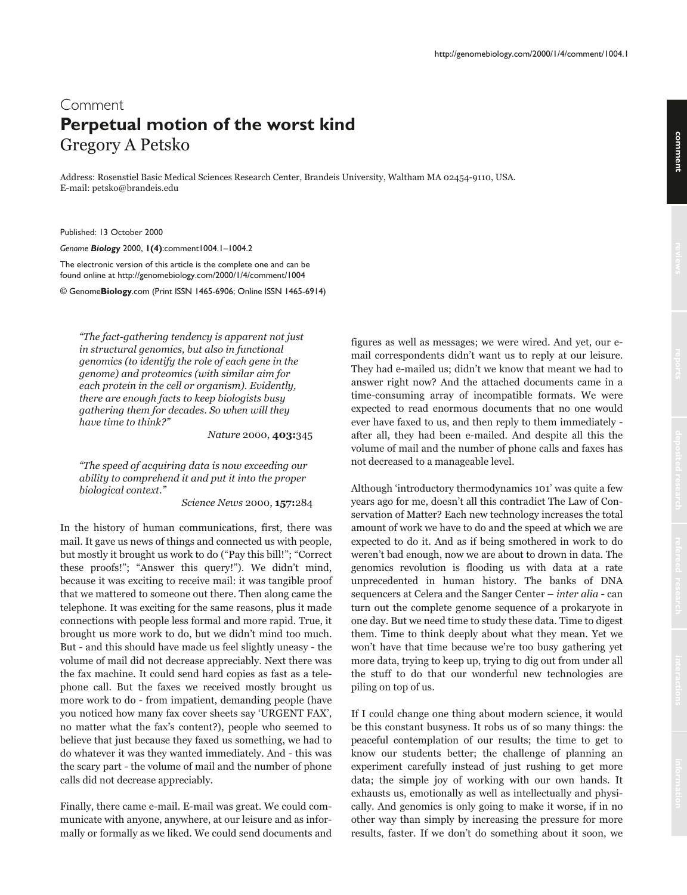Comment

# Perpetual motion of the worst kind

Gregory A Petsko

Address: Rosenstiel Basic Medical Sciences Research Center, Brandeis University, Waltham MA 02454-9110, USA.
E-mail: petsko@brandeis.edu

Published: 13 October 2000

*Genome* ***Biology*** 2000, **1(4)**:comment1004.1–1004.2

The electronic version of this article is the complete one and can be found online at http://genomebiology.com/2000/1/4/comment/1004

© Genome**Biology**.com (Print ISSN 1465-6906; Online ISSN 1465-6914)

> *"The fact-gathering tendency is apparent not just in structural genomics, but also in functional genomics (to identify the role of each gene in the genome) and proteomics (with similar aim for each protein in the cell or organism). Evidently, there are enough facts to keep biologists busy gathering them for decades. So when will they have time to think?"*
>
> *Nature* 2000, **403:**345

> *"The speed of acquiring data is now exceeding our ability to comprehend it and put it into the proper biological context."*
>
> *Science News* 2000, **157:**284

In the history of human communications, first, there was mail. It gave us news of things and connected us with people, but mostly it brought us work to do ("Pay this bill!"; "Correct these proofs!"; "Answer this query!"). We didn't mind, because it was exciting to receive mail: it was tangible proof that we mattered to someone out there. Then along came the telephone. It was exciting for the same reasons, plus it made connections with people less formal and more rapid. True, it brought us more work to do, but we didn't mind too much. But - and this should have made us feel slightly uneasy - the volume of mail did not decrease appreciably. Next there was the fax machine. It could send hard copies as fast as a telephone call. But the faxes we received mostly brought us more work to do - from impatient, demanding people (have you noticed how many fax cover sheets say 'URGENT FAX', no matter what the fax's content?), people who seemed to believe that just because they faxed us something, we had to do whatever it was they wanted immediately. And - this was the scary part - the volume of mail and the number of phone calls did not decrease appreciably.

Finally, there came e-mail. E-mail was great. We could communicate with anyone, anywhere, at our leisure and as informally or formally as we liked. We could send documents and figures as well as messages; we were wired. And yet, our e-mail correspondents didn't want us to reply at our leisure. They had e-mailed us; didn't we know that meant we had to answer right now? And the attached documents came in a time-consuming array of incompatible formats. We were expected to read enormous documents that no one would ever have faxed to us, and then reply to them immediately - after all, they had been e-mailed. And despite all this the volume of mail and the number of phone calls and faxes has not decreased to a manageable level.

Although 'introductory thermodynamics 101' was quite a few years ago for me, doesn't all this contradict The Law of Conservation of Matter? Each new technology increases the total amount of work we have to do and the speed at which we are expected to do it. And as if being smothered in work to do weren't bad enough, now we are about to drown in data. The genomics revolution is flooding us with data at a rate unprecedented in human history. The banks of DNA sequencers at Celera and the Sanger Center – *inter alia* - can turn out the complete genome sequence of a prokaryote in one day. But we need time to study these data. Time to digest them. Time to think deeply about what they mean. Yet we won't have that time because we're too busy gathering yet more data, trying to keep up, trying to dig out from under all the stuff to do that our wonderful new technologies are piling on top of us.

If I could change one thing about modern science, it would be this constant busyness. It robs us of so many things: the peaceful contemplation of our results; the time to get to know our students better; the challenge of planning an experiment carefully instead of just rushing to get more data; the simple joy of working with our own hands. It exhausts us, emotionally as well as intellectually and physically. And genomics is only going to make it worse, if in no other way than simply by increasing the pressure for more results, faster. If we don't do something about it soon, we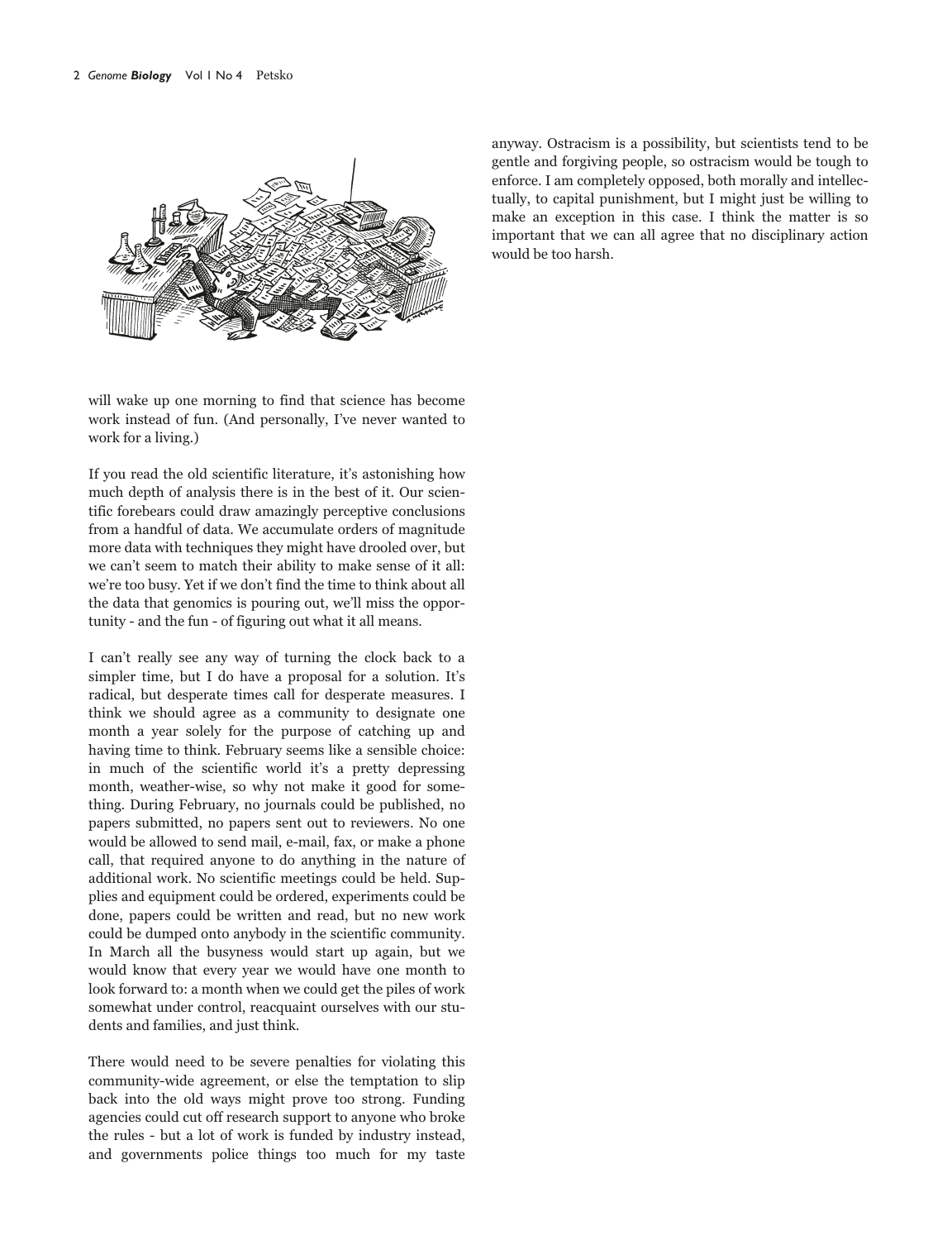will wake up one morning to find that science has become work instead of fun. (And personally, I've never wanted to work for a living.)

If you read the old scientific literature, it's astonishing how much depth of analysis there is in the best of it. Our scientific forebears could draw amazingly perceptive conclusions from a handful of data. We accumulate orders of magnitude more data with techniques they might have drooled over, but we can't seem to match their ability to make sense of it all: we're too busy. Yet if we don't find the time to think about all the data that genomics is pouring out, we'll miss the opportunity - and the fun - of figuring out what it all means.

I can't really see any way of turning the clock back to a simpler time, but I do have a proposal for a solution. It's radical, but desperate times call for desperate measures. I think we should agree as a community to designate one month a year solely for the purpose of catching up and having time to think. February seems like a sensible choice: in much of the scientific world it's a pretty depressing month, weather-wise, so why not make it good for something. During February, no journals could be published, no papers submitted, no papers sent out to reviewers. No one would be allowed to send mail, e-mail, fax, or make a phone call, that required anyone to do anything in the nature of additional work. No scientific meetings could be held. Supplies and equipment could be ordered, experiments could be done, papers could be written and read, but no new work could be dumped onto anybody in the scientific community. In March all the busyness would start up again, but we would know that every year we would have one month to look forward to: a month when we could get the piles of work somewhat under control, reacquaint ourselves with our students and families, and just think.

There would need to be severe penalties for violating this community-wide agreement, or else the temptation to slip back into the old ways might prove too strong. Funding agencies could cut off research support to anyone who broke the rules - but a lot of work is funded by industry instead, and governments police things too much for my taste anyway. Ostracism is a possibility, but scientists tend to be gentle and forgiving people, so ostracism would be tough to enforce. I am completely opposed, both morally and intellectually, to capital punishment, but I might just be willing to make an exception in this case. I think the matter is so important that we can all agree that no disciplinary action would be too harsh.